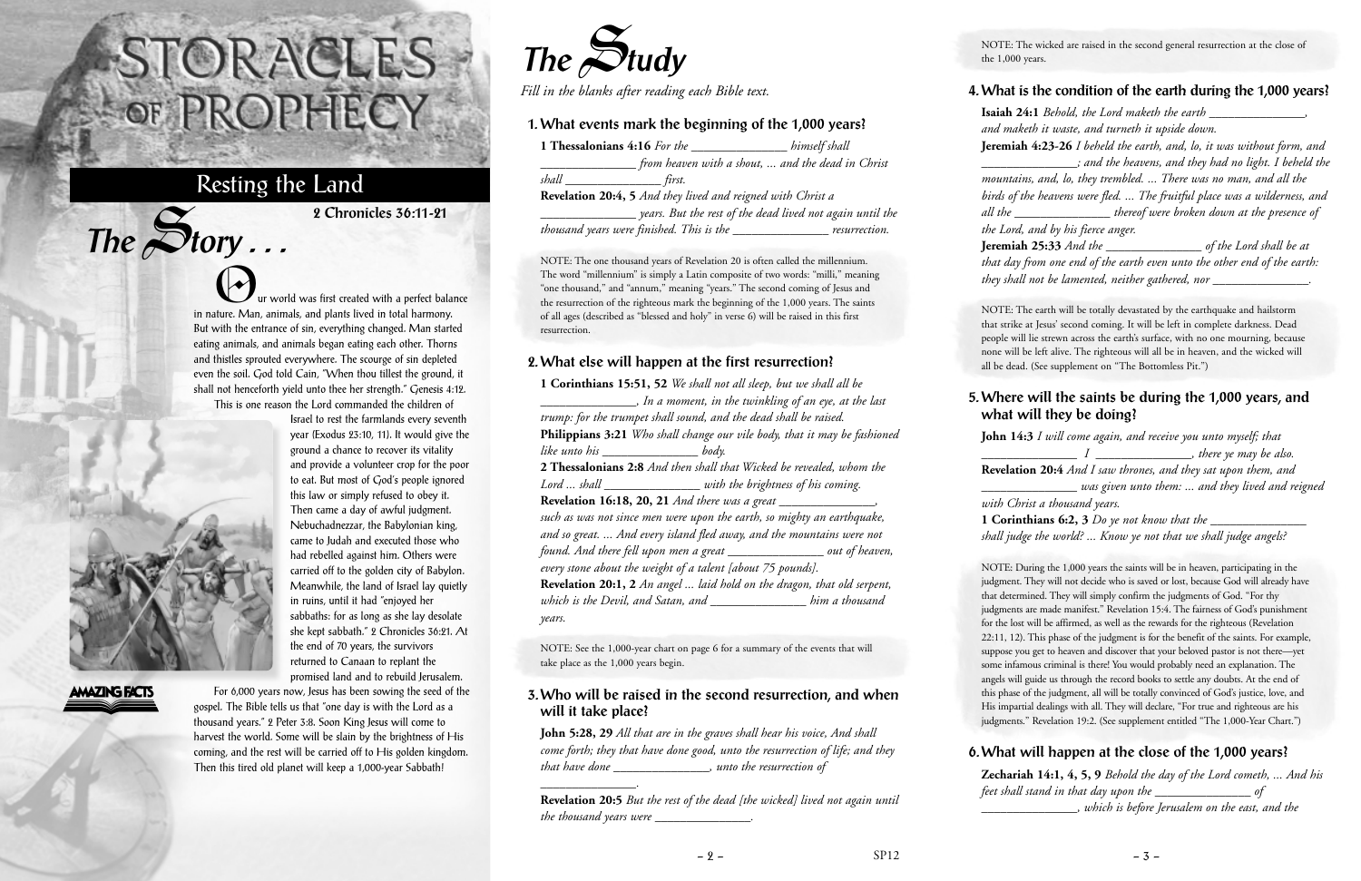# STORACLES OF PROPHECY

## Resting the Land

**2 Chronicles 36:11-21**

## The Story . . .

Our world was first created with a perfect balance in nature. Man, animals, and plants lived in total harmony. But with the entrance of sin, everything changed. Man started eating animals, and animals began eating each other. Thorns and thistles sprouted everywhere. The scourge of sin depleted even the soil. God told Cain, "When thou tillest the ground, it shall not henceforth yield unto thee her strength." Genesis 4:12.

This is one reason the Lord commanded the children of Israel to rest the farmlands every seventh year (Exodus 23:10, 11). It would give the ground a chance to recover its vitality and provide a volunteer crop for the poor to eat. But most of God's people ignored this law or simply refused to obey it. Then came a day of awful judgment. Nebuchadnezzar, the Babylonian king, came to Judah and executed those who had rebelled against him. Others were carried off to the golden city of Babylon. Meanwhile, the land of Israel lay quietly in ruins, until it had "enjoyed her sabbaths: for as long as she lay desolate she kept sabbath." 2 Chronicles 36:21. At the end of 70 years, the survivors returned to Canaan to replant the promised land and to rebuild Jerusalem.

For 6,000 years now, Jesus has been sowing the seed of the gospel. The Bible tells us that "one day is with the Lord as a thousand years." 2 Peter 3:8. Soon King Jesus will come to harvest the world. Some will be slain by the brightness of His coming, and the rest will be carried off to His golden kingdom. Then this tired old planet will keep a 1,000-year Sabbath!

AMAZING FACTS

## The Study

*Fill in the blanks after reading each Bible text.*

### 1. What events mark the beginning of the 1,000 years?

**1 Thessalonians 4:16** *For the _______________ himself shall _______________ from heaven with a shout, ... and the dead in Christ shall _______________ first.*

**Revelation 20:4, 5** *And they lived and reigned with Christ a _______________ years. But the rest of the dead lived not again until the thousand years were finished. This is the _______________ resurrection.*

NOTE: The one thousand years of Revelation 20 is often called the millennium. The word "millennium" is simply a Latin composite of two words: "milli," meaning "one thousand," and "annum," meaning "years." The second coming of Jesus and the resurrection of the righteous mark the beginning of the 1,000 years. The saints of all ages (described as "blessed and holy" in verse 6) will be raised in this first resurrection.

### 2. What else will happen at the first resurrection?

**1 Corinthians 15:51, 52** *We shall not all sleep, but we shall all be _______________, In a moment, in the twinkling of an eye, at the last trump: for the trumpet shall sound, and the dead shall be raised.*

**Philippians 3:21** *Who shall change our vile body, that it may be fashioned like unto his _______________ body.*

**2 Thessalonians 2:8** *And then shall that Wicked be revealed, whom the Lord ... shall _______________ with the brightness of his coming.*

**Revelation 16:18, 20, 21** *And there was a great _______________, such as was not since men were upon the earth, so mighty an earthquake, and so great. ... And every island fled away, and the mountains were not found. And there fell upon men a great _______________ out of heaven, every stone about the weight of a talent [about 75 pounds].*

**Revelation 20:1, 2** *An angel ... laid hold on the dragon, that old serpent, which is the Devil, and Satan, and _______________ him a thousand years.*

NOTE: See the 1,000-year chart on page 6 for a summary of the events that will take place as the 1,000 years begin.

### 3. Who will be raised in the second resurrection, and when will it take place?

**John 5:28, 29** *All that are in the graves shall hear his voice, And shall come forth; they that have done good, unto the resurrection of life; and they that have done _______________, unto the resurrection of _______________.*

**Revelation 20:5** *But the rest of the dead [the wicked] lived not again until the thousand years were _______________.*

NOTE: The wicked are raised in the second general resurrection at the close of the 1,000 years.

### 4. What is the condition of the earth during the 1,000 years?

**Isaiah 24:1** *Behold, the Lord maketh the earth _______________, and maketh it waste, and turneth it upside down.*

**Jeremiah 4:23-26** *I beheld the earth, and, lo, it was without form, and _______________; and the heavens, and they had no light. I beheld the mountains, and, lo, they trembled. ... There was no man, and all the birds of the heavens were fled. ... The fruitful place was a wilderness, and all the _______________ thereof were broken down at the presence of the Lord, and by his fierce anger.*

**Jeremiah 25:33** *And the _______________ of the Lord shall be at that day from one end of the earth even unto the other end of the earth: they shall not be lamented, neither gathered, nor _______________.*

NOTE: The earth will be totally devastated by the earthquake and hailstorm that strike at Jesus' second coming. It will be left in complete darkness. Dead people will lie strewn across the earth's surface, with no one mourning, because none will be left alive. The righteous will all be in heaven, and the wicked will all be dead. (See supplement on "The Bottomless Pit.")

### 5. Where will the saints be during the 1,000 years, and what will they be doing?

**John 14:3** *I will come again, and receive you unto myself; that _______________ I _______________, there ye may be also.*

**Revelation 20:4** *And I saw thrones, and they sat upon them, and _______________ was given unto them: ... and they lived and reigned with Christ a thousand years.*

**1 Corinthians 6:2, 3** *Do ye not know that the _______________ shall judge the world? ... Know ye not that we shall judge angels?*

NOTE: During the 1,000 years the saints will be in heaven, participating in the judgment. They will not decide who is saved or lost, because God will already have that determined. They will simply confirm the judgments of God. "For thy judgments are made manifest." Revelation 15:4. The fairness of God's punishment for the lost will be affirmed, as well as the rewards for the righteous (Revelation 22:11, 12). This phase of the judgment is for the benefit of the saints. For example, suppose you get to heaven and discover that your beloved pastor is not there—yet some infamous criminal is there! You would probably need an explanation. The angels will guide us through the record books to settle any doubts. At the end of this phase of the judgment, all will be totally convinced of God's justice, love, and His impartial dealings with all. They will declare, "For true and righteous are his judgments." Revelation 19:2. (See supplement entitled "The 1,000-Year Chart.")

### 6. What will happen at the close of the 1,000 years?

**Zechariah 14:1, 4, 5, 9** *Behold the day of the Lord cometh, ... And his feet shall stand in that day upon the _______________ of _______________, which is before Jerusalem on the east, and the*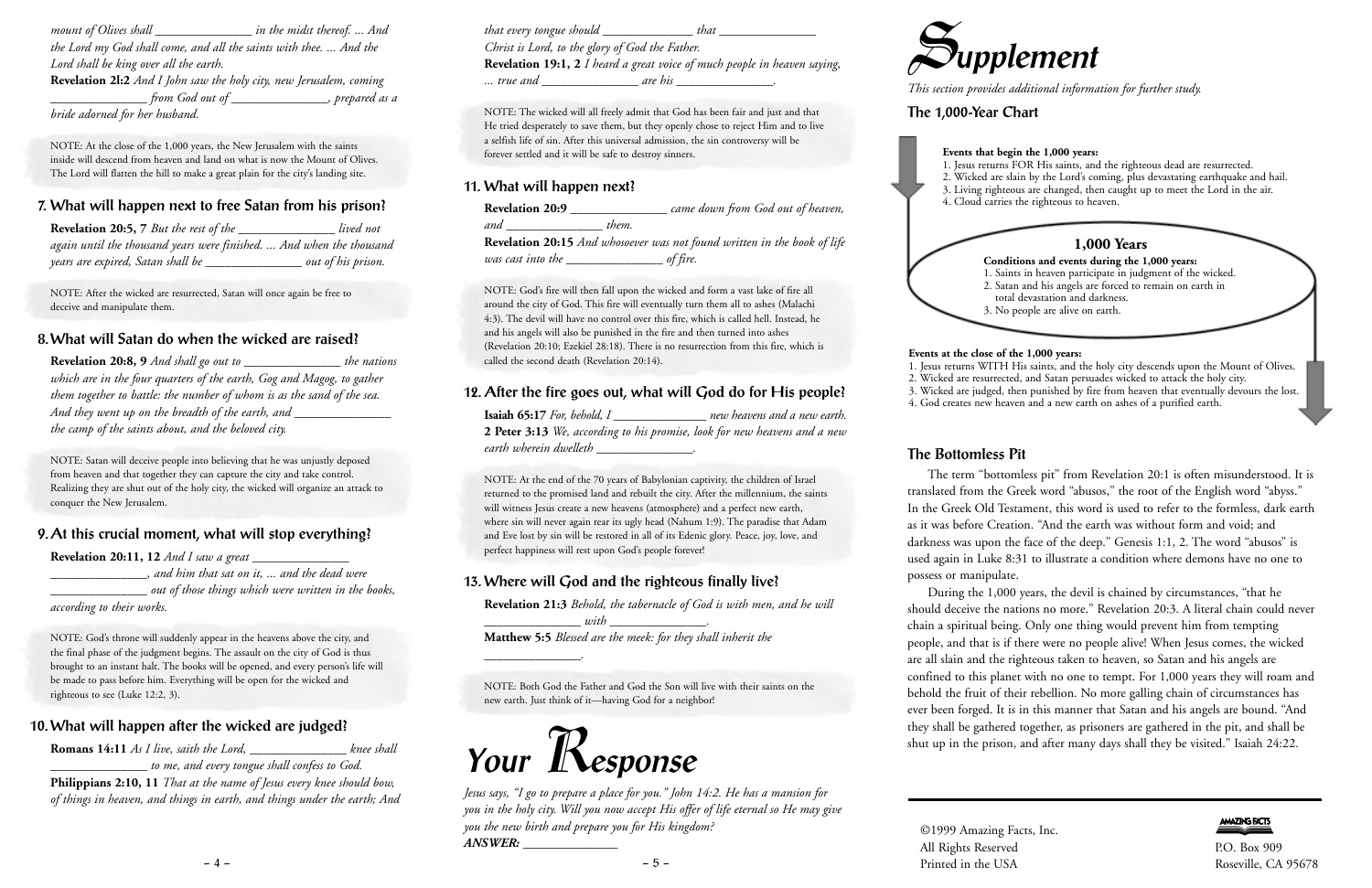*mount of Olives shall _______________ in the midst thereof. ... And the Lord my God shall come, and all the saints with thee. ... And the Lord shall be king over all the earth.*

**Revelation 21:2** *And I John saw the holy city, new Jerusalem, coming _______________ from God out of _______________, prepared as a bride adorned for her husband.*

NOTE: At the close of the 1,000 years, the New Jerusalem with the saints inside will descend from heaven and land on what is now the Mount of Olives. The Lord will flatten the hill to make a great plain for the city's landing site.

### 7. What will happen next to free Satan from his prison?

**Revelation 20:5, 7** *But the rest of the _______________ lived not again until the thousand years were finished. ... And when the thousand years are expired, Satan shall be _______________ out of his prison.*

NOTE: After the wicked are resurrected, Satan will once again be free to deceive and manipulate them.

### 8. What will Satan do when the wicked are raised?

**Revelation 20:8, 9** *And shall go out to _______________ the nations which are in the four quarters of the earth, Gog and Magog, to gather them together to battle: the number of whom is as the sand of the sea. And they went up on the breadth of the earth, and _______________ the camp of the saints about, and the beloved city.*

NOTE: Satan will deceive people into believing that he was unjustly deposed from heaven and that together they can capture the city and take control. Realizing they are shut out of the holy city, the wicked will organize an attack to conquer the New Jerusalem.

### 9. At this crucial moment, what will stop everything?

**Revelation 20:11, 12** *And I saw a great _______________ _______________, and him that sat on it, ... and the dead were _______________ out of those things which were written in the books, according to their works.*

NOTE: God's throne will suddenly appear in the heavens above the city, and the final phase of the judgment begins. The assault on the city of God is thus brought to an instant halt. The books will be opened, and every person's life will be made to pass before him. Everything will be open for the wicked and righteous to see (Luke 12:2, 3).

### 10. What will happen after the wicked are judged?

**Romans 14:11** *As I live, saith the Lord, _______________ knee shall _______________ to me, and every tongue shall confess to God.*

**Philippians 2:10, 11** *That at the name of Jesus every knee should bow, of things in heaven, and things in earth, and things under the earth; And that every tongue should _______________ that _______________ Christ is Lord, to the glory of God the Father.*

**Revelation 19:1, 2** *I heard a great voice of much people in heaven saying, ... true and _______________ are his _______________.*

NOTE: The wicked will all freely admit that God has been fair and just and that He tried desperately to save them, but they openly chose to reject Him and to live a selfish life of sin. After this universal admission, the sin controversy will be forever settled and it will be safe to destroy sinners.

### 11. What will happen next?

**Revelation 20:9** *_______________ came down from God out of heaven, and _______________ them.*

**Revelation 20:15** *And whosoever was not found written in the book of life was cast into the _______________ of fire.*

NOTE: God's fire will then fall upon the wicked and form a vast lake of fire all around the city of God. This fire will eventually turn them all to ashes (Malachi 4:3). The devil will have no control over this fire, which is called hell. Instead, he and his angels will also be punished in the fire and then turned into ashes (Revelation 20:10; Ezekiel 28:18). There is no resurrection from this fire, which is called the second death (Revelation 20:14).

### 12. After the fire goes out, what will God do for His people?

**Isaiah 65:17** *For, behold, I _______________ new heavens and a new earth.*

**2 Peter 3:13** *We, according to his promise, look for new heavens and a new earth wherein dwelleth _______________.*

NOTE: At the end of the 70 years of Babylonian captivity, the children of Israel returned to the promised land and rebuilt the city. After the millennium, the saints will witness Jesus create a new heavens (atmosphere) and a perfect new earth, where sin will never again rear its ugly head (Nahum 1:9). The paradise that Adam and Eve lost by sin will be restored in all of its Edenic glory. Peace, joy, love, and perfect happiness will rest upon God's people forever!

### 13. Where will God and the righteous finally live?

**Revelation 21:3** *Behold, the tabernacle of God is with men, and he will _______________ with _______________.*

**Matthew 5:5** *Blessed are the meek: for they shall inherit the _______________.*

NOTE: Both God the Father and God the Son will live with their saints on the new earth. Just think of it—having God for a neighbor!

# Your Response

*Jesus says, "I go to prepare a place for you." John 14:2. He has a mansion for you in the holy city. Will you now accept His offer of life eternal so He may give you the new birth and prepare you for His kingdom?*

***ANSWER:*** _______________

# Supplement

*This section provides additional information for further study.*

## The 1,000-Year Chart

**Events that begin the 1,000 years:**

1. Jesus returns FOR His saints, and the righteous dead are resurrected.
2. Wicked are slain by the Lord's coming, plus devastating earthquake and hail.
3. Living righteous are changed, then caught up to meet the Lord in the air.
4. Cloud carries the righteous to heaven.

**1,000 Years**

**Conditions and events during the 1,000 years:**

1. Saints in heaven participate in judgment of the wicked.
2. Satan and his angels are forced to remain on earth in total devastation and darkness.
3. No people are alive on earth.

**Events at the close of the 1,000 years:**

1. Jesus returns WITH His saints, and the holy city descends upon the Mount of Olives.
2. Wicked are resurrected, and Satan persuades wicked to attack the holy city.
3. Wicked are judged, then punished by fire from heaven that eventually devours the lost.
4. God creates new heaven and a new earth on ashes of a purified earth.

## The Bottomless Pit

The term "bottomless pit" from Revelation 20:1 is often misunderstood. It is translated from the Greek word "abusos," the root of the English word "abyss." In the Greek Old Testament, this word is used to refer to the formless, dark earth as it was before Creation. "And the earth was without form and void; and darkness was upon the face of the deep." Genesis 1:1, 2. The word "abusos" is used again in Luke 8:31 to illustrate a condition where demons have no one to possess or manipulate.

During the 1,000 years, the devil is chained by circumstances, "that he should deceive the nations no more." Revelation 20:3. A literal chain could never chain a spiritual being. Only one thing would prevent him from tempting people, and that is if there were no people alive! When Jesus comes, the wicked are all slain and the righteous taken to heaven, so Satan and his angels are confined to this planet with no one to tempt. For 1,000 years they will roam and behold the fruit of their rebellion. No more galling chain of circumstances has ever been forged. It is in this manner that Satan and his angels are bound. "And they shall be gathered together, as prisoners are gathered in the pit, and shall be shut up in the prison, and after many days shall they be visited." Isaiah 24:22.

©1999 Amazing Facts, Inc.
All Rights Reserved
Printed in the USA

AMAZING FACTS
P.O. Box 909
Roseville, CA 95678